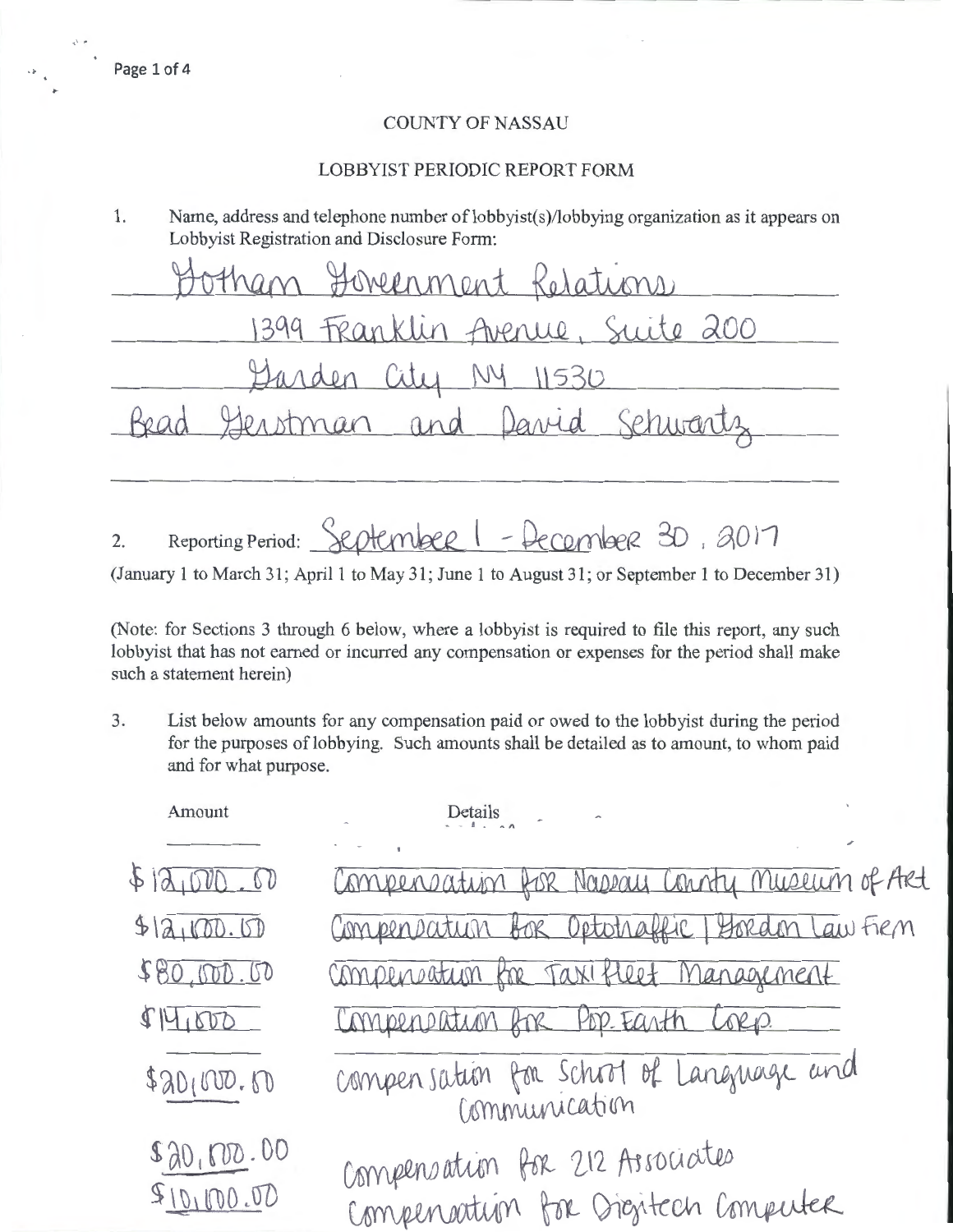# COUNTY OF NASSAU

## LOBBYIST PERIODIC REPORT FORM

1. Name, address and telephone number of lobbyist(s)/lobbying organization as it appears on Lobbyist Registration and Disclosure Form:

Gotham Government Relations
1399 Franklin Avenue, Suite 200
Garden City NY 11530
Brad Gerstman and David Schwartz

2. Reporting Period: September 1 - December 30, 2017

(January 1 to March 31; April 1 to May 31; June 1 to August 31; or September 1 to December 31)

(Note: for Sections 3 through 6 below, where a lobbyist is required to file this report, any such lobbyist that has not earned or incurred any compensation or expenses for the period shall make such a statement herein)

3. List below amounts for any compensation paid or owed to the lobbyist during the period for the purposes of lobbying. Such amounts shall be detailed as to amount, to whom paid and for what purpose.

| Amount | Details |
| --- | --- |
| $12,000.00 | Compensation for Nassau County Museum of Art |
| $12,000.00 | Compensation for Optotraffic / Gordon Law Firm |
| $80,000.00 | Compensation for Taxi Fleet Management |
| $14,000 | Compensation for Pop Earth Corp. |
| $20,000.00 | Compensation for School of Language and Communication |
| $20,000.00 | Compensation for 212 Associates |
| $10,000.00 | Compensation for Digitech Computer |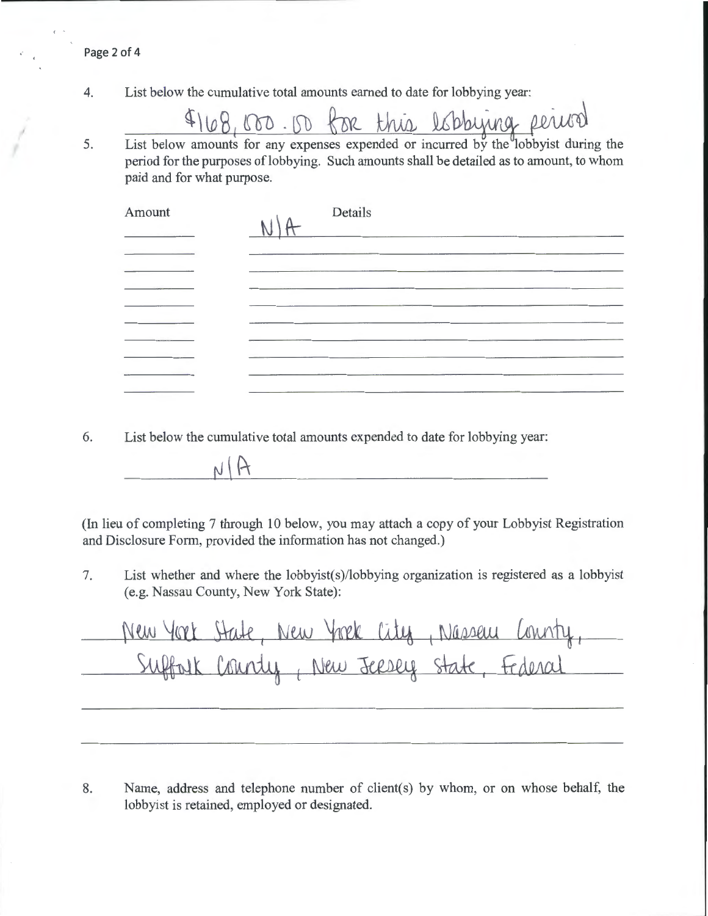4. List below the cumulative total amounts earned to date for lobbying year:

   $168,000.00 for this lobbying period

5. List below amounts for any expenses expended or incurred by the lobbyist during the period for the purposes of lobbying. Such amounts shall be detailed as to amount, to whom paid and for what purpose.

| Amount | Details |
|---|---|
| | N/A |
| | |
| | |
| | |
| | |
| | |
| | |
| | |
| | |
| | |

6. List below the cumulative total amounts expended to date for lobbying year:

   N/A

(In lieu of completing 7 through 10 below, you may attach a copy of your Lobbyist Registration and Disclosure Form, provided the information has not changed.)

7. List whether and where the lobbyist(s)/lobbying organization is registered as a lobbyist (e.g. Nassau County, New York State):

   New York State, New York City, Nassau County, Suffolk County, New Jersey State, Federal

8. Name, address and telephone number of client(s) by whom, or on whose behalf, the lobbyist is retained, employed or designated.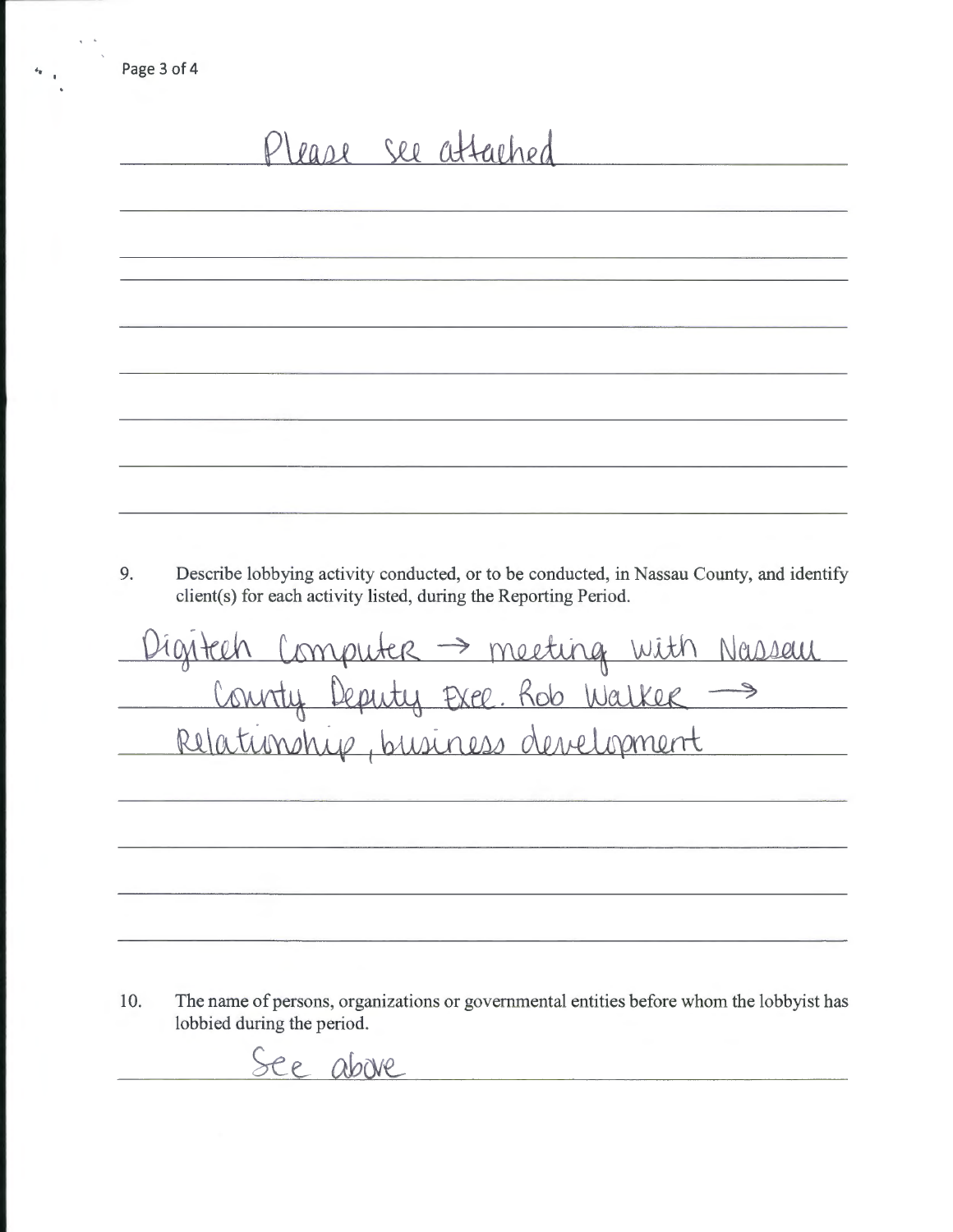Please see attached

9. Describe lobbying activity conducted, or to be conducted, in Nassau County, and identify client(s) for each activity listed, during the Reporting Period.

Digitech Computer → meeting with Nassau County Deputy Exec. Rob Walker → Relationship, business development

10. The name of persons, organizations or governmental entities before whom the lobbyist has lobbied during the period.

See above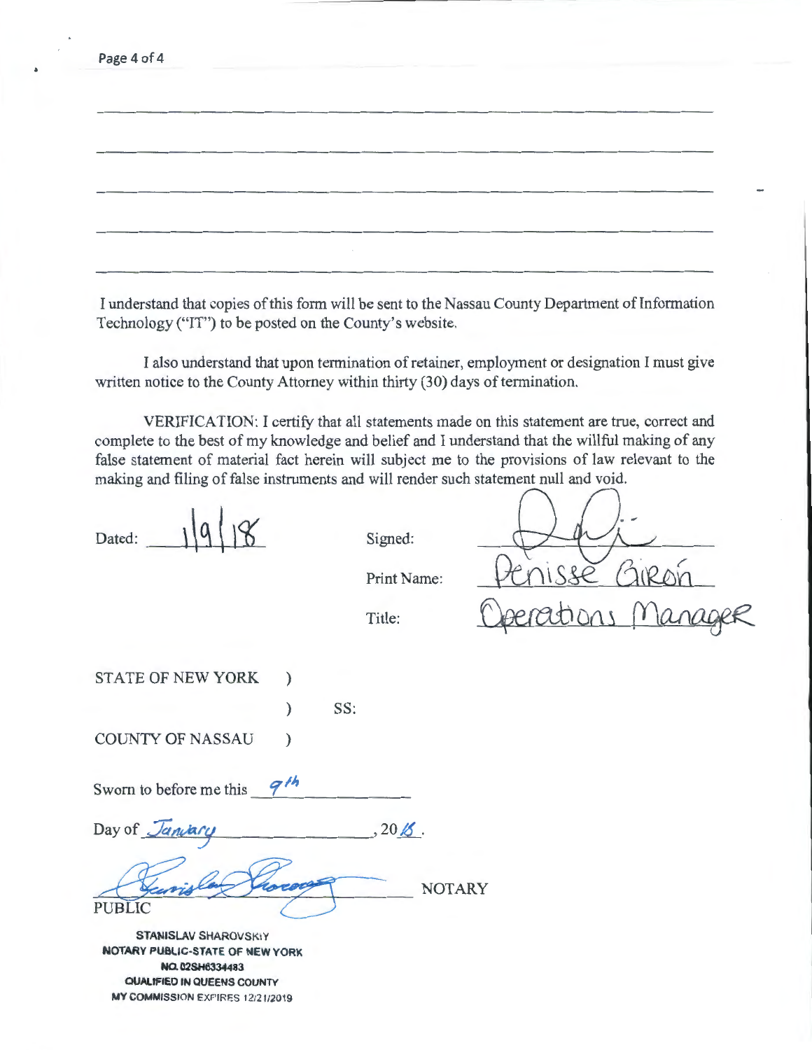I understand that copies of this form will be sent to the Nassau County Department of Information Technology ("IT") to be posted on the County's website.

I also understand that upon termination of retainer, employment or designation I must give written notice to the County Attorney within thirty (30) days of termination.

VERIFICATION: I certify that all statements made on this statement are true, correct and complete to the best of my knowledge and belief and I understand that the willful making of any false statement of material fact herein will subject me to the provisions of law relevant to the making and filing of false instruments and will render such statement null and void.

Dated: 1/9/18

Signed: [signature]

Print Name: Denisse Giron

Title: Operations Manager

STATE OF NEW YORK )
) SS:
COUNTY OF NASSAU )

Sworn to before me this 9th

Day of January, 2018.

[signature] NOTARY PUBLIC

STANISLAV SHAROVSKIY
NOTARY PUBLIC-STATE OF NEW YORK
NO. 02SH6334483
QUALIFIED IN QUEENS COUNTY
MY COMMISSION EXPIRES 12/21/2019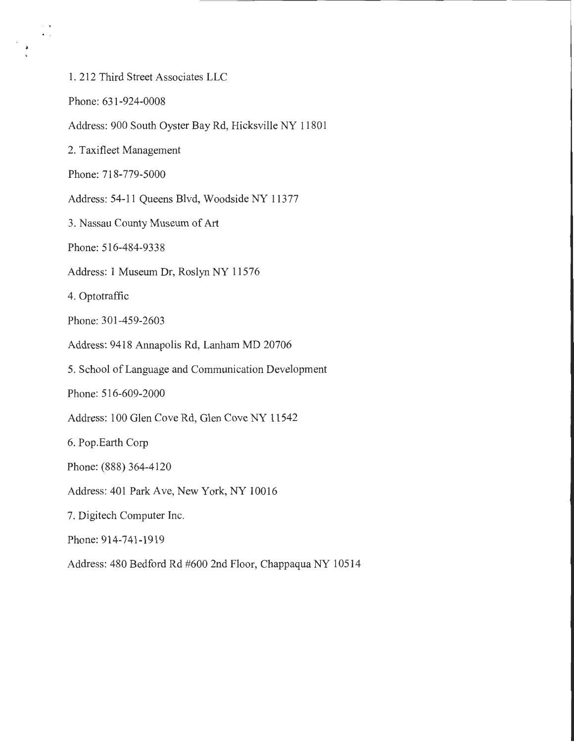1. 212 Third Street Associates LLC

Phone: 631-924-0008

Address: 900 South Oyster Bay Rd, Hicksville NY 11801

2. Taxifleet Management

Phone: 718-779-5000

Address: 54-11 Queens Blvd, Woodside NY 11377

3. Nassau County Museum of Art

Phone: 516-484-9338

Address: 1 Museum Dr, Roslyn NY 11576

4. Optotraffic

Phone: 301-459-2603

Address: 9418 Annapolis Rd, Lanham MD 20706

5. School of Language and Communication Development

Phone: 516-609-2000

Address: 100 Glen Cove Rd, Glen Cove NY 11542

6. Pop.Earth Corp

Phone: (888) 364-4120

Address: 401 Park Ave, New York, NY 10016

7. Digitech Computer Inc.

Phone: 914-741-1919

Address: 480 Bedford Rd #600 2nd Floor, Chappaqua NY 10514